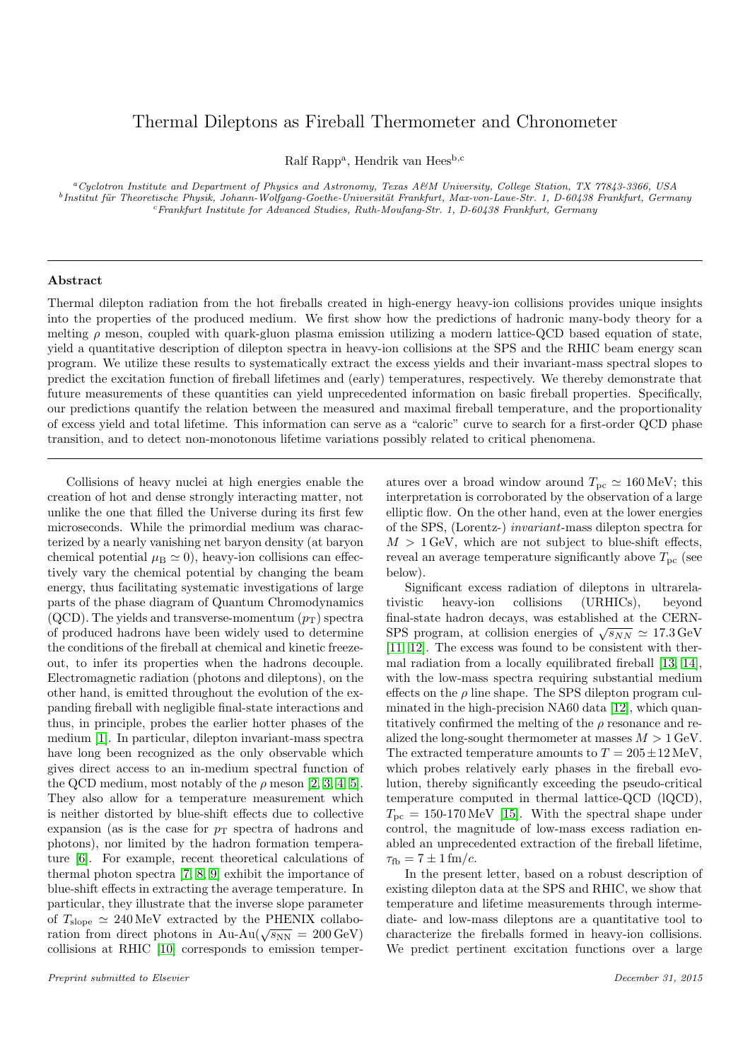# Thermal Dileptons as Fireball Thermometer and Chronometer

Ralf Rapp[a], Hendrik van Hees[b,c]

[a] Cyclotron Institute and Department of Physics and Astronomy, Texas A&M University, College Station, TX 77843-3366, USA
[b] Institut für Theoretische Physik, Johann-Wolfgang-Goethe-Universität Frankfurt, Max-von-Laue-Str. 1, D-60438 Frankfurt, Germany
[c] Frankfurt Institute for Advanced Studies, Ruth-Moufang-Str. 1, D-60438 Frankfurt, Germany

---

### Abstract

Thermal dilepton radiation from the hot fireballs created in high-energy heavy-ion collisions provides unique insights into the properties of the produced medium. We first show how the predictions of hadronic many-body theory for a melting $\rho$ meson, coupled with quark-gluon plasma emission utilizing a modern lattice-QCD based equation of state, yield a quantitative description of dilepton spectra in heavy-ion collisions at the SPS and the RHIC beam energy scan program. We utilize these results to systematically extract the excess yields and their invariant-mass spectral slopes to predict the excitation function of fireball lifetimes and (early) temperatures, respectively. We thereby demonstrate that future measurements of these quantities can yield unprecedented information on basic fireball properties. Specifically, our predictions quantify the relation between the measured and maximal fireball temperature, and the proportionality of excess yield and total lifetime. This information can serve as a "caloric" curve to search for a first-order QCD phase transition, and to detect non-monotonous lifetime variations possibly related to critical phenomena.

---

Collisions of heavy nuclei at high energies enable the creation of hot and dense strongly interacting matter, not unlike the one that filled the Universe during its first few microseconds. While the primordial medium was characterized by a nearly vanishing net baryon density (at baryon chemical potential $\mu_B \simeq 0$), heavy-ion collisions can effectively vary the chemical potential by changing the beam energy, thus facilitating systematic investigations of large parts of the phase diagram of Quantum Chromodynamics (QCD). The yields and transverse-momentum ($p_T$) spectra of produced hadrons have been widely used to determine the conditions of the fireball at chemical and kinetic freezeout, to infer its properties when the hadrons decouple. Electromagnetic radiation (photons and dileptons), on the other hand, is emitted throughout the evolution of the expanding fireball with negligible final-state interactions and thus, in principle, probes the earlier hotter phases of the medium [1]. In particular, dilepton invariant-mass spectra have long been recognized as the only observable which gives direct access to an in-medium spectral function of the QCD medium, most notably of the $\rho$ meson [2, 3, 4, 5]. They also allow for a temperature measurement which is neither distorted by blue-shift effects due to collective expansion (as is the case for $p_T$ spectra of hadrons and photons), nor limited by the hadron formation temperature [6]. For example, recent theoretical calculations of thermal photon spectra [7, 8, 9] exhibit the importance of blue-shift effects in extracting the average temperature. In particular, they illustrate that the inverse slope parameter of $T_{\rm slope} \simeq 240\,\text{MeV}$ extracted by the PHENIX collaboration from direct photons in Au-Au($\sqrt{s_{\rm NN}} = 200\,\text{GeV}$) collisions at RHIC [10] corresponds to emission temperatures over a broad window around $T_{\rm pc} \simeq 160\,\text{MeV}$; this interpretation is corroborated by the observation of a large elliptic flow. On the other hand, even at the lower energies of the SPS, (Lorentz-) *invariant*-mass dilepton spectra for $M > 1\,\text{GeV}$, which are not subject to blue-shift effects, reveal an average temperature significantly above $T_{\rm pc}$ (see below).

Significant excess radiation of dileptons in ultrarelativistic heavy-ion collisions (URHICs), beyond final-state hadron decays, was established at the CERN-SPS program, at collision energies of $\sqrt{s_{NN}} \simeq 17.3\,\text{GeV}$ [11, 12]. The excess was found to be consistent with thermal radiation from a locally equilibrated fireball [13, 14], with the low-mass spectra requiring substantial medium effects on the $\rho$ line shape. The SPS dilepton program culminated in the high-precision NA60 data [12], which quantitatively confirmed the melting of the $\rho$ resonance and realized the long-sought thermometer at masses $M > 1\,\text{GeV}$. The extracted temperature amounts to $T = 205 \pm 12\,\text{MeV}$, which probes relatively early phases in the fireball evolution, thereby significantly exceeding the pseudo-critical temperature computed in thermal lattice-QCD (lQCD), $T_{\rm pc} = 150\text{-}170\,\text{MeV}$ [15]. With the spectral shape under control, the magnitude of low-mass excess radiation enabled an unprecedented extraction of the fireball lifetime, $\tau_{\rm fb} = 7 \pm 1\,\text{fm}/c$.

In the present letter, based on a robust description of existing dilepton data at the SPS and RHIC, we show that temperature and lifetime measurements through intermediate- and low-mass dileptons are a quantitative tool to characterize the fireballs formed in heavy-ion collisions. We predict pertinent excitation functions over a large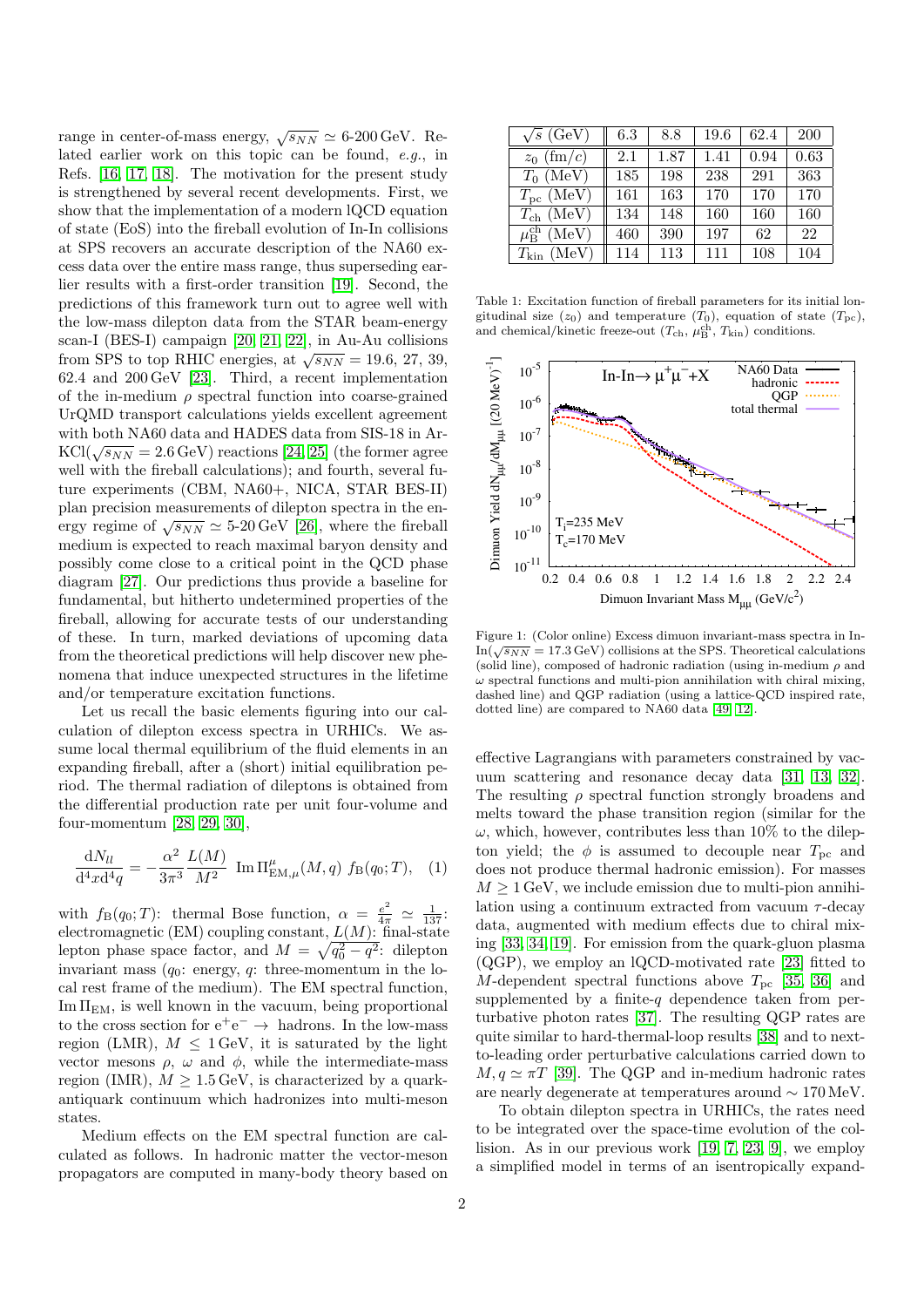range in center-of-mass energy, $\sqrt{s_{NN}} \simeq$ 6-200 GeV. Related earlier work on this topic can be found, *e.g.*, in Refs. [16, 17, 18]. The motivation for the present study is strengthened by several recent developments. First, we show that the implementation of a modern lQCD equation of state (EoS) into the fireball evolution of In-In collisions at SPS recovers an accurate description of the NA60 excess data over the entire mass range, thus superseding earlier results with a first-order transition [19]. Second, the predictions of this framework turn out to agree well with the low-mass dilepton data from the STAR beam-energy scan-I (BES-I) campaign [20, 21, 22], in Au-Au collisions from SPS to top RHIC energies, at $\sqrt{s_{NN}}$ = 19.6, 27, 39, 62.4 and 200 GeV [23]. Third, a recent implementation of the in-medium $\rho$ spectral function into coarse-grained UrQMD transport calculations yields excellent agreement with both NA60 data and HADES data from SIS-18 in Ar-KCl($\sqrt{s_{NN}}$ = 2.6 GeV) reactions [24, 25] (the former agree well with the fireball calculations); and fourth, several future experiments (CBM, NA60+, NICA, STAR BES-II) plan precision measurements of dilepton spectra in the energy regime of $\sqrt{s_{NN}} \simeq$ 5-20 GeV [26], where the fireball medium is expected to reach maximal baryon density and possibly come close to a critical point in the QCD phase diagram [27]. Our predictions thus provide a baseline for fundamental, but hitherto undetermined properties of the fireball, allowing for accurate tests of our understanding of these. In turn, marked deviations of upcoming data from the theoretical predictions will help discover new phenomena that induce unexpected structures in the lifetime and/or temperature excitation functions.

Let us recall the basic elements figuring into our calculation of dilepton excess spectra in URHICs. We assume local thermal equilibrium of the fluid elements in an expanding fireball, after a (short) initial equilibration period. The thermal radiation of dileptons is obtained from the differential production rate per unit four-volume and four-momentum [28, 29, 30],

$$\frac{\mathrm{d}N_{ll}}{\mathrm{d}^4x\mathrm{d}^4q} = -\frac{\alpha^2}{3\pi^3}\frac{L(M)}{M^2}\ \mathrm{Im}\,\Pi^{\mu}_{\mathrm{EM},\mu}(M,q)\ f_{\mathrm{B}}(q_0;T), \quad (1)$$

with $f_{\mathrm{B}}(q_0;T)$: thermal Bose function, $\alpha = \frac{e^2}{4\pi} \simeq \frac{1}{137}$: electromagnetic (EM) coupling constant, $L(M)$: final-state lepton phase space factor, and $M = \sqrt{q_0^2 - q^2}$: dilepton invariant mass ($q_0$: energy, $q$: three-momentum in the local rest frame of the medium). The EM spectral function, $\mathrm{Im}\,\Pi_{\mathrm{EM}}$, is well known in the vacuum, being proportional to the cross section for $e^+e^- \to$ hadrons. In the low-mass region (LMR), $M \le 1$ GeV, it is saturated by the light vector mesons $\rho$, $\omega$ and $\phi$, while the intermediate-mass region (IMR), $M \ge 1.5$ GeV, is characterized by a quark-antiquark continuum which hadronizes into multi-meson states.

Medium effects on the EM spectral function are calculated as follows. In hadronic matter the vector-meson propagators are computed in many-body theory based on effective Lagrangians with parameters constrained by vacuum scattering and resonance decay data [31, 13, 32]. The resulting $\rho$ spectral function strongly broadens and melts toward the phase transition region (similar for the $\omega$, which, however, contributes less than 10% to the dilepton yield; the $\phi$ is assumed to decouple near $T_{\mathrm{pc}}$ and does not produce thermal hadronic emission). For masses $M \ge 1$ GeV, we include emission due to multi-pion annihilation using a continuum extracted from vacuum $\tau$-decay data, augmented with medium effects due to chiral mixing [33, 34, 19]. For emission from the quark-gluon plasma (QGP), we employ an lQCD-motivated rate [23] fitted to $M$-dependent spectral functions above $T_{\mathrm{pc}}$ [35, 36] and supplemented by a finite-$q$ dependence taken from perturbative photon rates [37]. The resulting QGP rates are quite similar to hard-thermal-loop results [38] and to next-to-leading order perturbative calculations carried down to $M, q \simeq \pi T$ [39]. The QGP and in-medium hadronic rates are nearly degenerate at temperatures around $\sim 170$ MeV.

To obtain dilepton spectra in URHICs, the rates need to be integrated over the space-time evolution of the collision. As in our previous work [19, 7, 23, 9], we employ a simplified model in terms of an isentropically expand-

| $\sqrt{s}$ (GeV) | 6.3 | 8.8 | 19.6 | 62.4 | 200 |
|---|---|---|---|---|---|
| $z_0$ (fm/$c$) | 2.1 | 1.87 | 1.41 | 0.94 | 0.63 |
| $T_0$ (MeV) | 185 | 198 | 238 | 291 | 363 |
| $T_{\mathrm{pc}}$ (MeV) | 161 | 163 | 170 | 170 | 170 |
| $T_{\mathrm{ch}}$ (MeV) | 134 | 148 | 160 | 160 | 160 |
| $\mu_{\mathrm{B}}^{\mathrm{ch}}$ (MeV) | 460 | 390 | 197 | 62 | 22 |
| $T_{\mathrm{kin}}$ (MeV) | 114 | 113 | 111 | 108 | 104 |

Table 1: Excitation function of fireball parameters for its initial longitudinal size ($z_0$) and temperature ($T_0$), equation of state ($T_{\mathrm{pc}}$), and chemical/kinetic freeze-out ($T_{\mathrm{ch}}$, $\mu_{\mathrm{B}}^{\mathrm{ch}}$, $T_{\mathrm{kin}}$) conditions.

Figure 1: (Color online) Excess dimuon invariant-mass spectra in In-In($\sqrt{s_{NN}}$ = 17.3 GeV) collisions at the SPS. Theoretical calculations (solid line), composed of hadronic radiation (using in-medium $\rho$ and $\omega$ spectral functions and multi-pion annihilation with chiral mixing, dashed line) and QGP radiation (using a lattice-QCD inspired rate, dotted line) are compared to NA60 data [49, 12].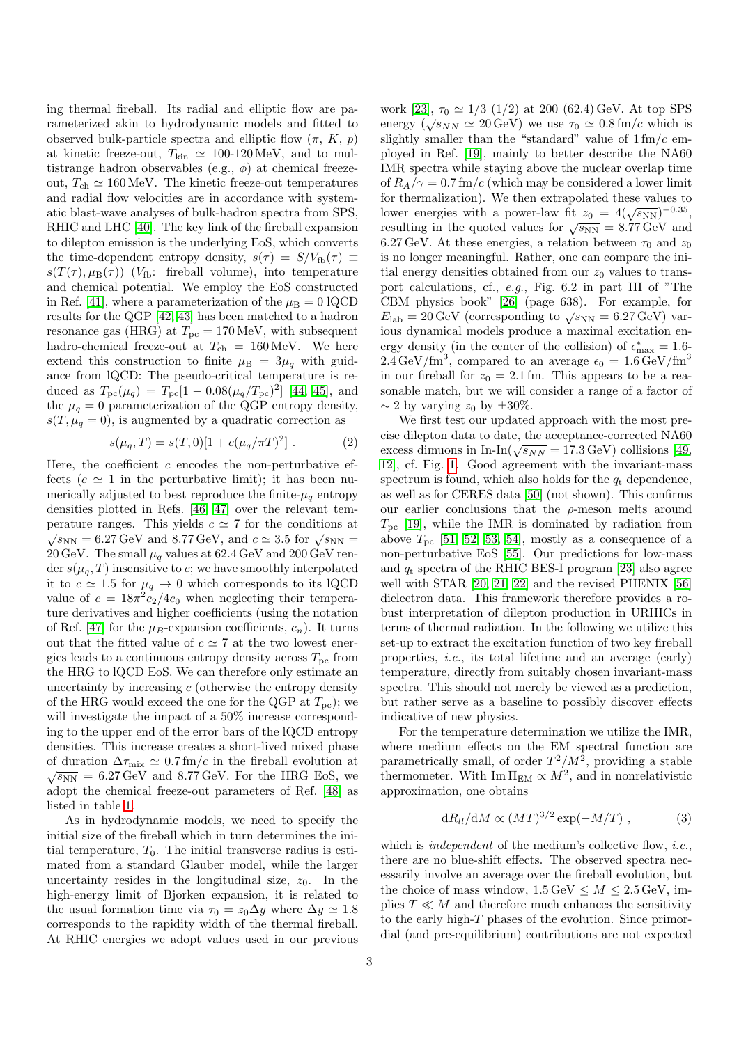ing thermal fireball. Its radial and elliptic flow are parameterized akin to hydrodynamic models and fitted to observed bulk-particle spectra and elliptic flow ($\pi$, $K$, $p$) at kinetic freeze-out, $T_{\rm kin} \simeq$ 100-120 MeV, and to multistrange hadron observables (e.g., $\phi$) at chemical freeze-out, $T_{\rm ch} \simeq 160$ MeV. The kinetic freeze-out temperatures and radial flow velocities are in accordance with systematic blast-wave analyses of bulk-hadron spectra from SPS, RHIC and LHC [40]. The key link of the fireball expansion to dilepton emission is the underlying EoS, which converts the time-dependent entropy density, $s(\tau) = S/V_{\rm fb}(\tau) \equiv s(T(\tau), \mu_{\rm B}(\tau))$ ($V_{\rm fb}$: fireball volume), into temperature and chemical potential. We employ the EoS constructed in Ref. [41], where a parameterization of the $\mu_{\rm B} = 0$ lQCD results for the QGP [42, 43] has been matched to a hadron resonance gas (HRG) at $T_{\rm pc} = 170$ MeV, with subsequent hadro-chemical freeze-out at $T_{\rm ch} = 160$ MeV. We here extend this construction to finite $\mu_{\rm B} = 3\mu_q$ with guidance from lQCD: The pseudo-critical temperature is reduced as $T_{\rm pc}(\mu_q) = T_{\rm pc}[1 - 0.08(\mu_q/T_{\rm pc})^2]$ [44, 45], and the $\mu_q = 0$ parameterization of the QGP entropy density, $s(T, \mu_q = 0)$, is augmented by a quadratic correction as

$$s(\mu_q, T) = s(T, 0)[1 + c(\mu_q/\pi T)^2] \; . \tag{2}$$

Here, the coefficient $c$ encodes the non-perturbative effects ($c \simeq 1$ in the perturbative limit); it has been numerically adjusted to best reproduce the finite-$\mu_q$ entropy densities plotted in Refs. [46, 47] over the relevant temperature ranges. This yields $c \simeq 7$ for the conditions at $\sqrt{s_{\rm NN}} = 6.27$ GeV and 8.77 GeV, and $c \simeq 3.5$ for $\sqrt{s_{\rm NN}} = 20$ GeV. The small $\mu_q$ values at 62.4 GeV and 200 GeV render $s(\mu_q, T)$ insensitive to $c$; we have smoothly interpolated it to $c \simeq 1.5$ for $\mu_q \to 0$ which corresponds to its lQCD value of $c = 18\pi^2 c_2/4c_0$ when neglecting their temperature derivatives and higher coefficients (using the notation of Ref. [47] for the $\mu_B$-expansion coefficients, $c_n$). It turns out that the fitted value of $c \simeq 7$ at the two lowest energies leads to a continuous entropy density across $T_{\rm pc}$ from the HRG to lQCD EoS. We can therefore only estimate an uncertainty by increasing $c$ (otherwise the entropy density of the HRG would exceed the one for the QGP at $T_{\rm pc}$); we will investigate the impact of a 50% increase corresponding to the upper end of the error bars of the lQCD entropy densities. This increase creates a short-lived mixed phase of duration $\Delta\tau_{\rm mix} \simeq 0.7$ fm/$c$ in the fireball evolution at $\sqrt{s_{\rm NN}} = 6.27$ GeV and 8.77 GeV. For the HRG EoS, we adopt the chemical freeze-out parameters of Ref. [48] as listed in table 1.

As in hydrodynamic models, we need to specify the initial size of the fireball which in turn determines the initial temperature, $T_0$. The initial transverse radius is estimated from a standard Glauber model, while the larger uncertainty resides in the longitudinal size, $z_0$. In the high-energy limit of Bjorken expansion, it is related to the usual formation time via $\tau_0 = z_0 \Delta y$ where $\Delta y \simeq 1.8$ corresponds to the rapidity width of the thermal fireball. At RHIC energies we adopt values used in our previous work [23], $\tau_0 \simeq 1/3$ (1/2) at 200 (62.4) GeV. At top SPS energy ($\sqrt{s_{NN}} \simeq 20$ GeV) we use $\tau_0 \simeq 0.8$ fm/$c$ which is slightly smaller than the "standard" value of 1 fm/$c$ employed in Ref. [19], mainly to better describe the NA60 IMR spectra while staying above the nuclear overlap time of $R_A/\gamma = 0.7$ fm/$c$ (which may be considered a lower limit for thermalization). We then extrapolated these values to lower energies with a power-law fit $z_0 = 4(\sqrt{s_{\rm NN}})^{-0.35}$, resulting in the quoted values for $\sqrt{s_{\rm NN}} = 8.77$ GeV and 6.27 GeV. At these energies, a relation between $\tau_0$ and $z_0$ is no longer meaningful. Rather, one can compare the initial energy densities obtained from our $z_0$ values to transport calculations, cf., *e.g.*, Fig. 6.2 in part III of "The CBM physics book" [26] (page 638). For example, for $E_{\rm lab} = 20$ GeV (corresponding to $\sqrt{s_{\rm NN}} = 6.27$ GeV) various dynamical models produce a maximal excitation energy density (in the center of the collision) of $\epsilon^*_{\rm max} = 1.6$-$2.4$ GeV/fm$^3$, compared to an average $\epsilon_0 = 1.6$ GeV/fm$^3$ in our fireball for $z_0 = 2.1$ fm. This appears to be a reasonable match, but we will consider a range of a factor of $\sim 2$ by varying $z_0$ by $\pm 30$%.

We first test our updated approach with the most precise dilepton data to date, the acceptance-corrected NA60 excess dimuons in In-In($\sqrt{s_{NN}} = 17.3$ GeV) collisions [49, 12], cf. Fig. 1. Good agreement with the invariant-mass spectrum is found, which also holds for the $q_{\rm t}$ dependence, as well as for CERES data [50] (not shown). This confirms our earlier conclusions that the $\rho$-meson melts around $T_{\rm pc}$ [19], while the IMR is dominated by radiation from above $T_{\rm pc}$ [51, 52, 53, 54], mostly as a consequence of a non-perturbative EoS [55]. Our predictions for low-mass and $q_{\rm t}$ spectra of the RHIC BES-I program [23] also agree well with STAR [20, 21, 22] and the revised PHENIX [56] dielectron data. This framework therefore provides a robust interpretation of dilepton production in URHICs in terms of thermal radiation. In the following we utilize this set-up to extract the excitation function of two key fireball properties, *i.e.*, its total lifetime and an average (early) temperature, directly from suitably chosen invariant-mass spectra. This should not merely be viewed as a prediction, but rather serve as a baseline to possibly discover effects indicative of new physics.

For the temperature determination we utilize the IMR, where medium effects on the EM spectral function are parametrically small, of order $T^2/M^2$, providing a stable thermometer. With ${\rm Im}\,\Pi_{\rm EM} \propto M^2$, and in nonrelativistic approximation, one obtains

$$dR_{ll}/dM \propto (MT)^{3/2} \exp(-M/T) \; , \tag{3}$$

which is *independent* of the medium's collective flow, *i.e.*, there are no blue-shift effects. The observed spectra necessarily involve an average over the fireball evolution, but the choice of mass window, 1.5 GeV $\leq M \leq$ 2.5 GeV, implies $T \ll M$ and therefore much enhances the sensitivity to the early high-$T$ phases of the evolution. Since primordial (and pre-equilibrium) contributions are not expected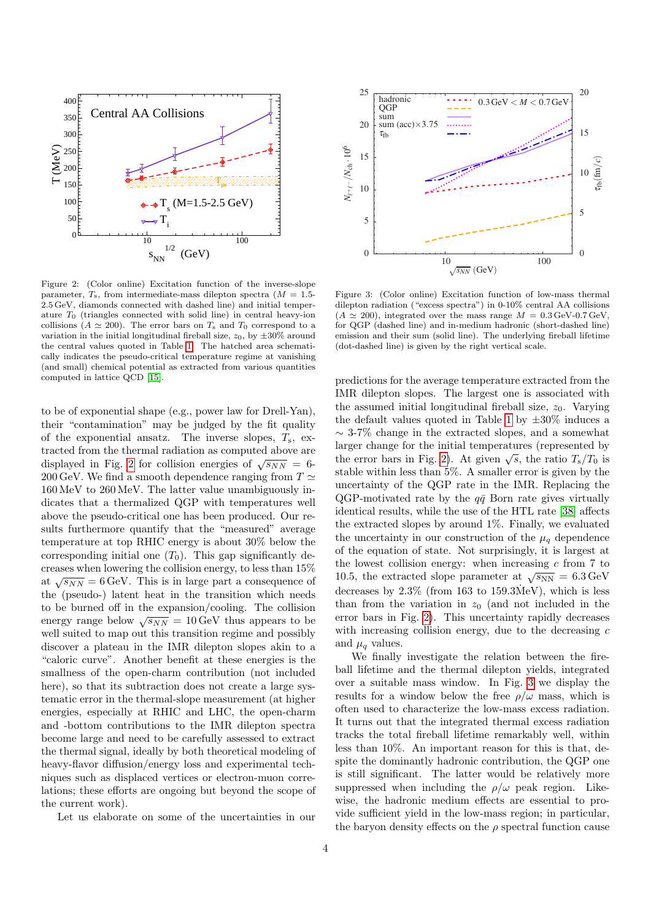Figure 2: (Color online) Excitation function of the inverse-slope parameter, $T_s$, from intermediate-mass dilepton spectra ($M$ = 1.5-2.5 GeV, diamonds connected with dashed line) and initial temperature $T_0$ (triangles connected with solid line) in central heavy-ion collisions ($A \simeq 200$). The error bars on $T_s$ and $T_0$ correspond to a variation in the initial longitudinal fireball size, $z_0$, by ±30% around the central values quoted in Table 1. The hatched area schematically indicates the pseudo-critical temperature regime at vanishing (and small) chemical potential as extracted from various quantities computed in lattice QCD [15].

to be of exponential shape (e.g., power law for Drell-Yan), their "contamination" may be judged by the fit quality of the exponential ansatz. The inverse slopes, $T_s$, extracted from the thermal radiation as computed above are displayed in Fig. 2 for collision energies of $\sqrt{s_{NN}}$ = 6-200 GeV. We find a smooth dependence ranging from $T \simeq$ 160 MeV to 260 MeV. The latter value unambiguously indicates that a thermalized QGP with temperatures well above the pseudo-critical one has been produced. Our results furthermore quantify that the "measured" average temperature at top RHIC energy is about 30% below the corresponding initial one ($T_0$). This gap significantly decreases when lowering the collision energy, to less than 15% at $\sqrt{s_{NN}}$ = 6 GeV. This is in large part a consequence of the (pseudo-) latent heat in the transition which needs to be burned off in the expansion/cooling. The collision energy range below $\sqrt{s_{NN}}$ = 10 GeV thus appears to be well suited to map out this transition regime and possibly discover a plateau in the IMR dilepton slopes akin to a "caloric curve". Another benefit at these energies is the smallness of the open-charm contribution (not included here), so that its subtraction does not create a large systematic error in the thermal-slope measurement (at higher energies, especially at RHIC and LHC, the open-charm and -bottom contributions to the IMR dilepton spectra become large and need to be carefully assessed to extract the thermal signal, ideally by both theoretical modeling of heavy-flavor diffusion/energy loss and experimental techniques such as displaced vertices or electron-muon correlations; these efforts are ongoing but beyond the scope of the current work).

Let us elaborate on some of the uncertainties in our predictions for the average temperature extracted from the IMR dilepton slopes. The largest one is associated with the assumed initial longitudinal fireball size, $z_0$. Varying the default values quoted in Table 1 by ±30% induces a ∼ 3-7% change in the extracted slopes, and a somewhat larger change for the initial temperatures (represented by the error bars in Fig. 2). At given $\sqrt{s}$, the ratio $T_s/T_0$ is stable within less than 5%. A smaller error is given by the uncertainty of the QGP rate in the IMR. Replacing the QGP-motivated rate by the $q\bar{q}$ Born rate gives virtually identical results, while the use of the HTL rate [38] affects the extracted slopes by around 1%. Finally, we evaluated the uncertainty in our construction of the $\mu_q$ dependence of the equation of state. Not surprisingly, it is largest at the lowest collision energy: when increasing $c$ from 7 to 10.5, the extracted slope parameter at $\sqrt{s_{NN}}$ = 6.3 GeV decreases by 2.3% (from 163 to 159.3 MeV), which is less than from the variation in $z_0$ (and not included in the error bars in Fig. 2). This uncertainty rapidly decreases with increasing collision energy, due to the decreasing $c$ and $\mu_q$ values.

Figure 3: (Color online) Excitation function of low-mass thermal dilepton radiation ("excess spectra") in 0-10% central AA collisions ($A \simeq 200$), integrated over the mass range $M$ = 0.3 GeV-0.7 GeV, for QGP (dashed line) and in-medium hadronic (short-dashed line) emission and their sum (solid line). The underlying fireball lifetime (dot-dashed line) is given by the right vertical scale.

We finally investigate the relation between the fireball lifetime and the thermal dilepton yields, integrated over a suitable mass window. In Fig. 3 we display the results for a window below the free $\rho/\omega$ mass, which is often used to characterize the low-mass excess radiation. It turns out that the integrated thermal excess radiation tracks the total fireball lifetime remarkably well, within less than 10%. An important reason for this is that, despite the dominantly hadronic contribution, the QGP one is still significant. The latter would be relatively more suppressed when including the $\rho/\omega$ peak region. Likewise, the hadronic medium effects are essential to provide sufficient yield in the low-mass region; in particular, the baryon density effects on the $\rho$ spectral function cause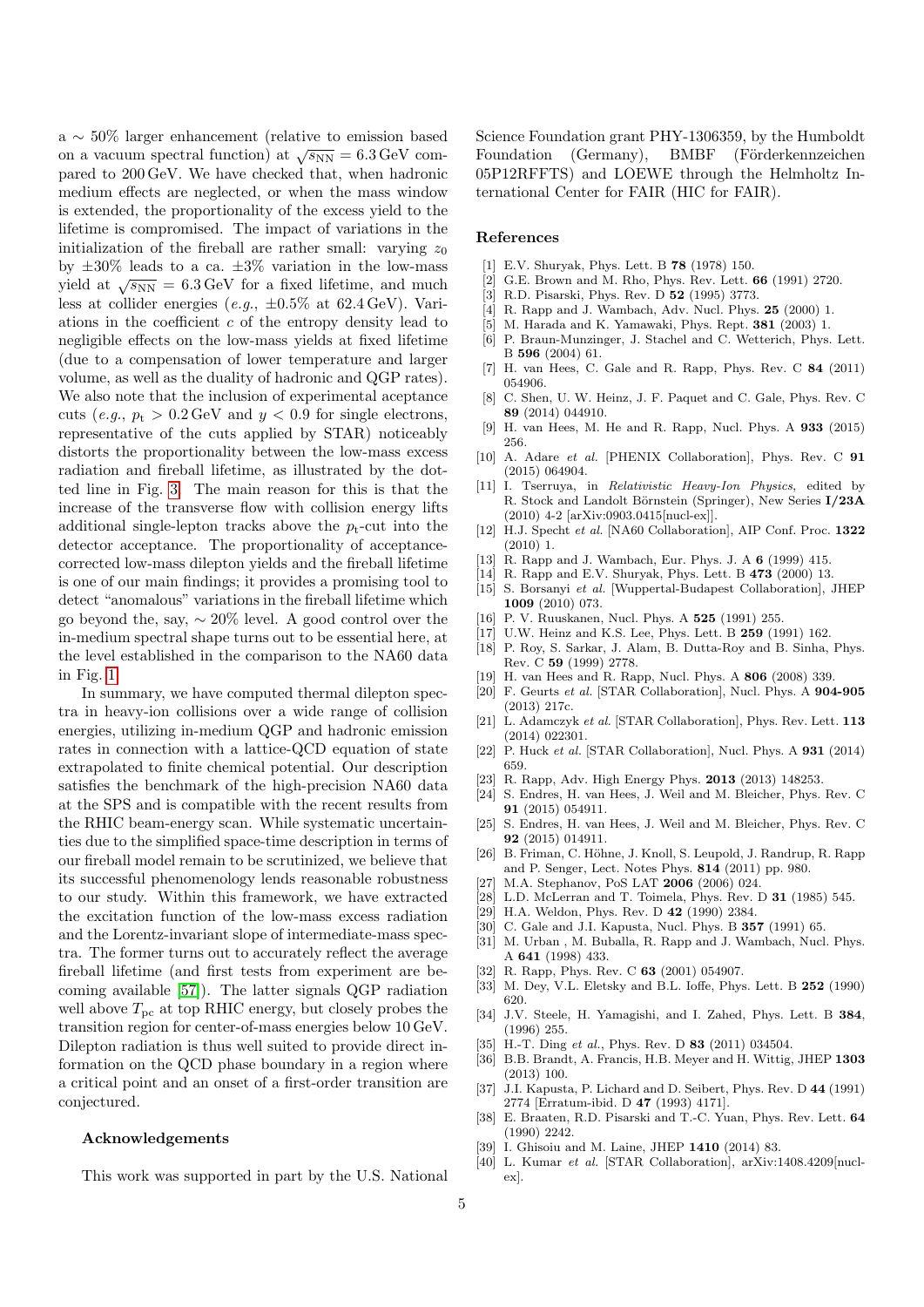a $\sim 50\%$ larger enhancement (relative to emission based on a vacuum spectral function) at $\sqrt{s_{\rm NN}} = 6.3\,$GeV compared to 200 GeV. We have checked that, when hadronic medium effects are neglected, or when the mass window is extended, the proportionality of the excess yield to the lifetime is compromised. The impact of variations in the initialization of the fireball are rather small: varying $z_0$ by $\pm 30\%$ leads to a ca. $\pm 3\%$ variation in the low-mass yield at $\sqrt{s_{\rm NN}} = 6.3\,$GeV for a fixed lifetime, and much less at collider energies (*e.g.*, $\pm 0.5\%$ at 62.4 GeV). Variations in the coefficient $c$ of the entropy density lead to negligible effects on the low-mass yields at fixed lifetime (due to a compensation of lower temperature and larger volume, as well as the duality of hadronic and QGP rates). We also note that the inclusion of experimental aceptance cuts (*e.g.*, $p_{\rm t} > 0.2\,$GeV and $y < 0.9$ for single electrons, representative of the cuts applied by STAR) noticeably distorts the proportionality between the low-mass excess radiation and fireball lifetime, as illustrated by the dotted line in Fig. 3. The main reason for this is that the increase of the transverse flow with collision energy lifts additional single-lepton tracks above the $p_{\rm t}$-cut into the detector acceptance. The proportionality of acceptance-corrected low-mass dilepton yields and the fireball lifetime is one of our main findings; it provides a promising tool to detect "anomalous" variations in the fireball lifetime which go beyond the, say, $\sim 20\%$ level. A good control over the in-medium spectral shape turns out to be essential here, at the level established in the comparison to the NA60 data in Fig. 1.

In summary, we have computed thermal dilepton spectra in heavy-ion collisions over a wide range of collision energies, utilizing in-medium QGP and hadronic emission rates in connection with a lattice-QCD equation of state extrapolated to finite chemical potential. Our description satisfies the benchmark of the high-precision NA60 data at the SPS and is compatible with the recent results from the RHIC beam-energy scan. While systematic uncertainties due to the simplified space-time description in terms of our fireball model remain to be scrutinized, we believe that its successful phenomenology lends reasonable robustness to our study. Within this framework, we have extracted the excitation function of the low-mass excess radiation and the Lorentz-invariant slope of intermediate-mass spectra. The former turns out to accurately reflect the average fireball lifetime (and first tests from experiment are becoming available [57]). The latter signals QGP radiation well above $T_{\rm pc}$ at top RHIC energy, but closely probes the transition region for center-of-mass energies below 10 GeV. Dilepton radiation is thus well suited to provide direct information on the QCD phase boundary in a region where a critical point and an onset of a first-order transition are conjectured.

## Acknowledgements

This work was supported in part by the U.S. National Science Foundation grant PHY-1306359, by the Humboldt Foundation (Germany), BMBF (Förderkennzeichen 05P12RFFTS) and LOEWE through the Helmholtz International Center for FAIR (HIC for FAIR).

## References

- [1] E.V. Shuryak, Phys. Lett. B **78** (1978) 150.
- [2] G.E. Brown and M. Rho, Phys. Rev. Lett. **66** (1991) 2720.
- [3] R.D. Pisarski, Phys. Rev. D **52** (1995) 3773.
- [4] R. Rapp and J. Wambach, Adv. Nucl. Phys. **25** (2000) 1.
- [5] M. Harada and K. Yamawaki, Phys. Rept. **381** (2003) 1.
- [6] P. Braun-Munzinger, J. Stachel and C. Wetterich, Phys. Lett. B **596** (2004) 61.
- [7] H. van Hees, C. Gale and R. Rapp, Phys. Rev. C **84** (2011) 054906.
- [8] C. Shen, U. W. Heinz, J. F. Paquet and C. Gale, Phys. Rev. C **89** (2014) 044910.
- [9] H. van Hees, M. He and R. Rapp, Nucl. Phys. A **933** (2015) 256.
- [10] A. Adare *et al.* [PHENIX Collaboration], Phys. Rev. C **91** (2015) 064904.
- [11] I. Tserruya, in *Relativistic Heavy-Ion Physics*, edited by R. Stock and Landolt Börnstein (Springer), New Series **I/23A** (2010) 4-2 [arXiv:0903.0415[nucl-ex]].
- [12] H.J. Specht *et al.* [NA60 Collaboration], AIP Conf. Proc. **1322** (2010) 1.
- [13] R. Rapp and J. Wambach, Eur. Phys. J. A **6** (1999) 415.
- [14] R. Rapp and E.V. Shuryak, Phys. Lett. B **473** (2000) 13.
- [15] S. Borsanyi *et al.* [Wuppertal-Budapest Collaboration], JHEP **1009** (2010) 073.
- [16] P. V. Ruuskanen, Nucl. Phys. A **525** (1991) 255.
- [17] U.W. Heinz and K.S. Lee, Phys. Lett. B **259** (1991) 162.
- [18] P. Roy, S. Sarkar, J. Alam, B. Dutta-Roy and B. Sinha, Phys. Rev. C **59** (1999) 2778.
- [19] H. van Hees and R. Rapp, Nucl. Phys. A **806** (2008) 339.
- [20] F. Geurts *et al.* [STAR Collaboration], Nucl. Phys. A **904-905** (2013) 217c.
- [21] L. Adamczyk *et al.* [STAR Collaboration], Phys. Rev. Lett. **113** (2014) 022301.
- [22] P. Huck *et al.* [STAR Collaboration], Nucl. Phys. A **931** (2014) 659.
- [23] R. Rapp, Adv. High Energy Phys. **2013** (2013) 148253.
- [24] S. Endres, H. van Hees, J. Weil and M. Bleicher, Phys. Rev. C **91** (2015) 054911.
- [25] S. Endres, H. van Hees, J. Weil and M. Bleicher, Phys. Rev. C **92** (2015) 014911.
- [26] B. Friman, C. Höhne, J. Knoll, S. Leupold, J. Randrup, R. Rapp and P. Senger, Lect. Notes Phys. **814** (2011) pp. 980.
- [27] M.A. Stephanov, PoS LAT **2006** (2006) 024.
- [28] L.D. McLerran and T. Toimela, Phys. Rev. D **31** (1985) 545.
- [29] H.A. Weldon, Phys. Rev. D **42** (1990) 2384.
- [30] C. Gale and J.I. Kapusta, Nucl. Phys. B **357** (1991) 65.
- [31] M. Urban , M. Buballa, R. Rapp and J. Wambach, Nucl. Phys. A **641** (1998) 433.
- [32] R. Rapp, Phys. Rev. C **63** (2001) 054907.
- [33] M. Dey, V.L. Eletsky and B.L. Ioffe, Phys. Lett. B **252** (1990) 620.
- [34] J.V. Steele, H. Yamagishi, and I. Zahed, Phys. Lett. B **384**, (1996) 255.
- [35] H.-T. Ding *et al.*, Phys. Rev. D **83** (2011) 034504.
- [36] B.B. Brandt, A. Francis, H.B. Meyer and H. Wittig, JHEP **1303** (2013) 100.
- [37] J.I. Kapusta, P. Lichard and D. Seibert, Phys. Rev. D **44** (1991) 2774 [Erratum-ibid. D **47** (1993) 4171].
- [38] E. Braaten, R.D. Pisarski and T.-C. Yuan, Phys. Rev. Lett. **64** (1990) 2242.
- [39] I. Ghisoiu and M. Laine, JHEP **1410** (2014) 83.
- [40] L. Kumar *et al.* [STAR Collaboration], arXiv:1408.4209[nucl-ex].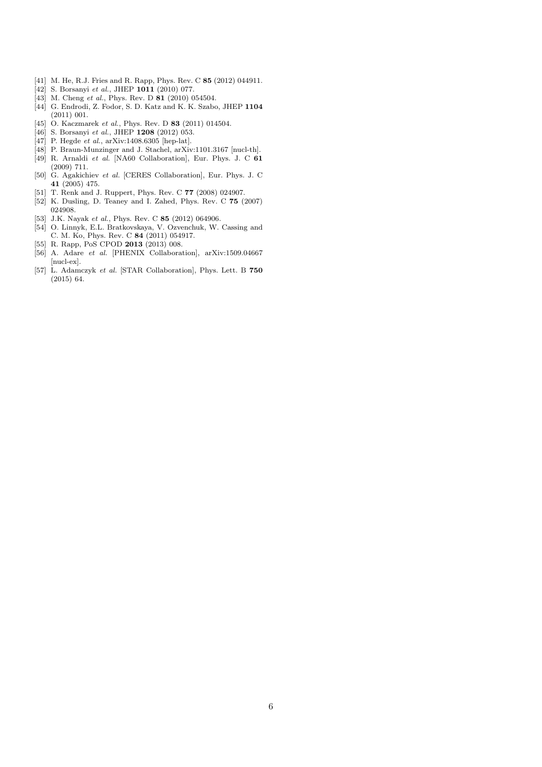[41] M. He, R.J. Fries and R. Rapp, Phys. Rev. C **85** (2012) 044911.
[42] S. Borsanyi *et al.*, JHEP **1011** (2010) 077.
[43] M. Cheng *et al.*, Phys. Rev. D **81** (2010) 054504.
[44] G. Endrodi, Z. Fodor, S. D. Katz and K. K. Szabo, JHEP **1104** (2011) 001.
[45] O. Kaczmarek *et al.*, Phys. Rev. D **83** (2011) 014504.
[46] S. Borsanyi *et al.*, JHEP **1208** (2012) 053.
[47] P. Hegde *et al.*, arXiv:1408.6305 [hep-lat].
[48] P. Braun-Munzinger and J. Stachel, arXiv:1101.3167 [nucl-th].
[49] R. Arnaldi *et al.* [NA60 Collaboration], Eur. Phys. J. C **61** (2009) 711.
[50] G. Agakichiev *et al.* [CERES Collaboration], Eur. Phys. J. C **41** (2005) 475.
[51] T. Renk and J. Ruppert, Phys. Rev. C **77** (2008) 024907.
[52] K. Dusling, D. Teaney and I. Zahed, Phys. Rev. C **75** (2007) 024908.
[53] J.K. Nayak *et al.*, Phys. Rev. C **85** (2012) 064906.
[54] O. Linnyk, E.L. Bratkovskaya, V. Ozvenchuk, W. Cassing and C. M. Ko, Phys. Rev. C **84** (2011) 054917.
[55] R. Rapp, PoS CPOD **2013** (2013) 008.
[56] A. Adare *et al.* [PHENIX Collaboration], arXiv:1509.04667 [nucl-ex].
[57] L. Adamczyk *et al.* [STAR Collaboration], Phys. Lett. B **750** (2015) 64.